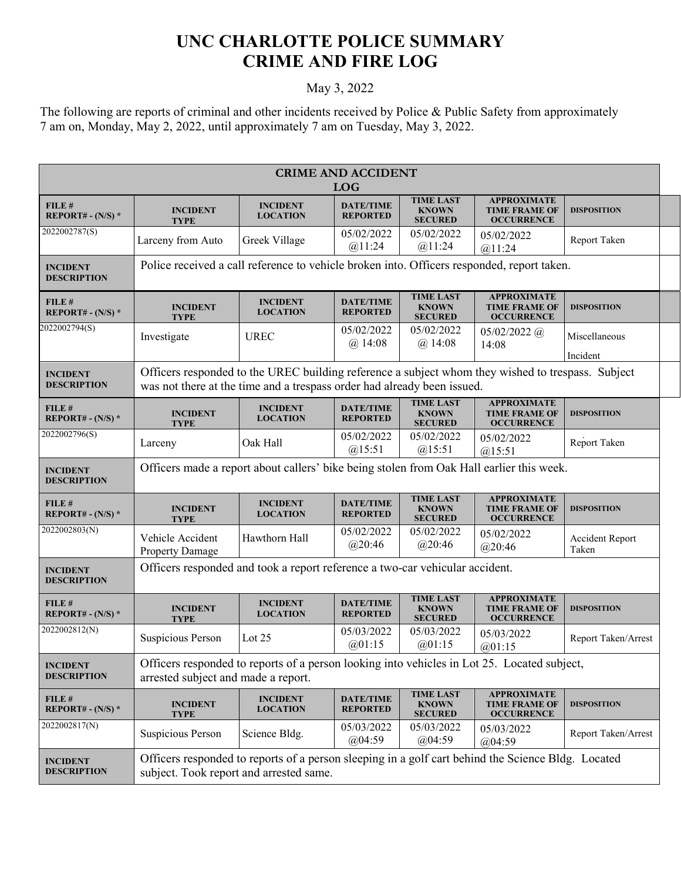# UNC CHARLOTTE POLICE SUMMARY
# CRIME AND FIRE LOG

May 3, 2022

The following are reports of criminal and other incidents received by Police & Public Safety from approximately 7 am on, Monday, May 2, 2022, until approximately 7 am on Tuesday, May 3, 2022.

## CRIME AND ACCIDENT LOG

| FILE # REPORT# - (N/S) * | INCIDENT TYPE | INCIDENT LOCATION | DATE/TIME REPORTED | TIME LAST KNOWN SECURED | APPROXIMATE TIME FRAME OF OCCURRENCE | DISPOSITION |
|---|---|---|---|---|---|---|
| 2022002787(S) | Larceny from Auto | Greek Village | 05/02/2022 @11:24 | 05/02/2022 @11:24 | 05/02/2022 @11:24 | Report Taken |
| INCIDENT DESCRIPTION | Police received a call reference to vehicle broken into. Officers responded, report taken. | | | | | |

| FILE # REPORT# - (N/S) * | INCIDENT TYPE | INCIDENT LOCATION | DATE/TIME REPORTED | TIME LAST KNOWN SECURED | APPROXIMATE TIME FRAME OF OCCURRENCE | DISPOSITION |
|---|---|---|---|---|---|---|
| 2022002794(S) | Investigate | UREC | 05/02/2022 @ 14:08 | 05/02/2022 @ 14:08 | 05/02/2022 @ 14:08 | Miscellaneous Incident |
| INCIDENT DESCRIPTION | Officers responded to the UREC building reference a subject whom they wished to trespass. Subject was not there at the time and a trespass order had already been issued. | | | | | |

| FILE # REPORT# - (N/S) * | INCIDENT TYPE | INCIDENT LOCATION | DATE/TIME REPORTED | TIME LAST KNOWN SECURED | APPROXIMATE TIME FRAME OF OCCURRENCE | DISPOSITION |
|---|---|---|---|---|---|---|
| 2022002796(S) | Larceny | Oak Hall | 05/02/2022 @15:51 | 05/02/2022 @15:51 | 05/02/2022 @15:51 | Report Taken |
| INCIDENT DESCRIPTION | Officers made a report about callers' bike being stolen from Oak Hall earlier this week. | | | | | |

| FILE # REPORT# - (N/S) * | INCIDENT TYPE | INCIDENT LOCATION | DATE/TIME REPORTED | TIME LAST KNOWN SECURED | APPROXIMATE TIME FRAME OF OCCURRENCE | DISPOSITION |
|---|---|---|---|---|---|---|
| 2022002803(N) | Vehicle Accident Property Damage | Hawthorn Hall | 05/02/2022 @20:46 | 05/02/2022 @20:46 | 05/02/2022 @20:46 | Accident Report Taken |
| INCIDENT DESCRIPTION | Officers responded and took a report reference a two-car vehicular accident. | | | | | |

| FILE # REPORT# - (N/S) * | INCIDENT TYPE | INCIDENT LOCATION | DATE/TIME REPORTED | TIME LAST KNOWN SECURED | APPROXIMATE TIME FRAME OF OCCURRENCE | DISPOSITION |
|---|---|---|---|---|---|---|
| 2022002812(N) | Suspicious Person | Lot 25 | 05/03/2022 @01:15 | 05/03/2022 @01:15 | 05/03/2022 @01:15 | Report Taken/Arrest |
| INCIDENT DESCRIPTION | Officers responded to reports of a person looking into vehicles in Lot 25. Located subject, arrested subject and made a report. | | | | | |

| FILE # REPORT# - (N/S) * | INCIDENT TYPE | INCIDENT LOCATION | DATE/TIME REPORTED | TIME LAST KNOWN SECURED | APPROXIMATE TIME FRAME OF OCCURRENCE | DISPOSITION |
|---|---|---|---|---|---|---|
| 2022002817(N) | Suspicious Person | Science Bldg. | 05/03/2022 @04:59 | 05/03/2022 @04:59 | 05/03/2022 @04:59 | Report Taken/Arrest |
| INCIDENT DESCRIPTION | Officers responded to reports of a person sleeping in a golf cart behind the Science Bldg. Located subject. Took report and arrested same. | | | | | |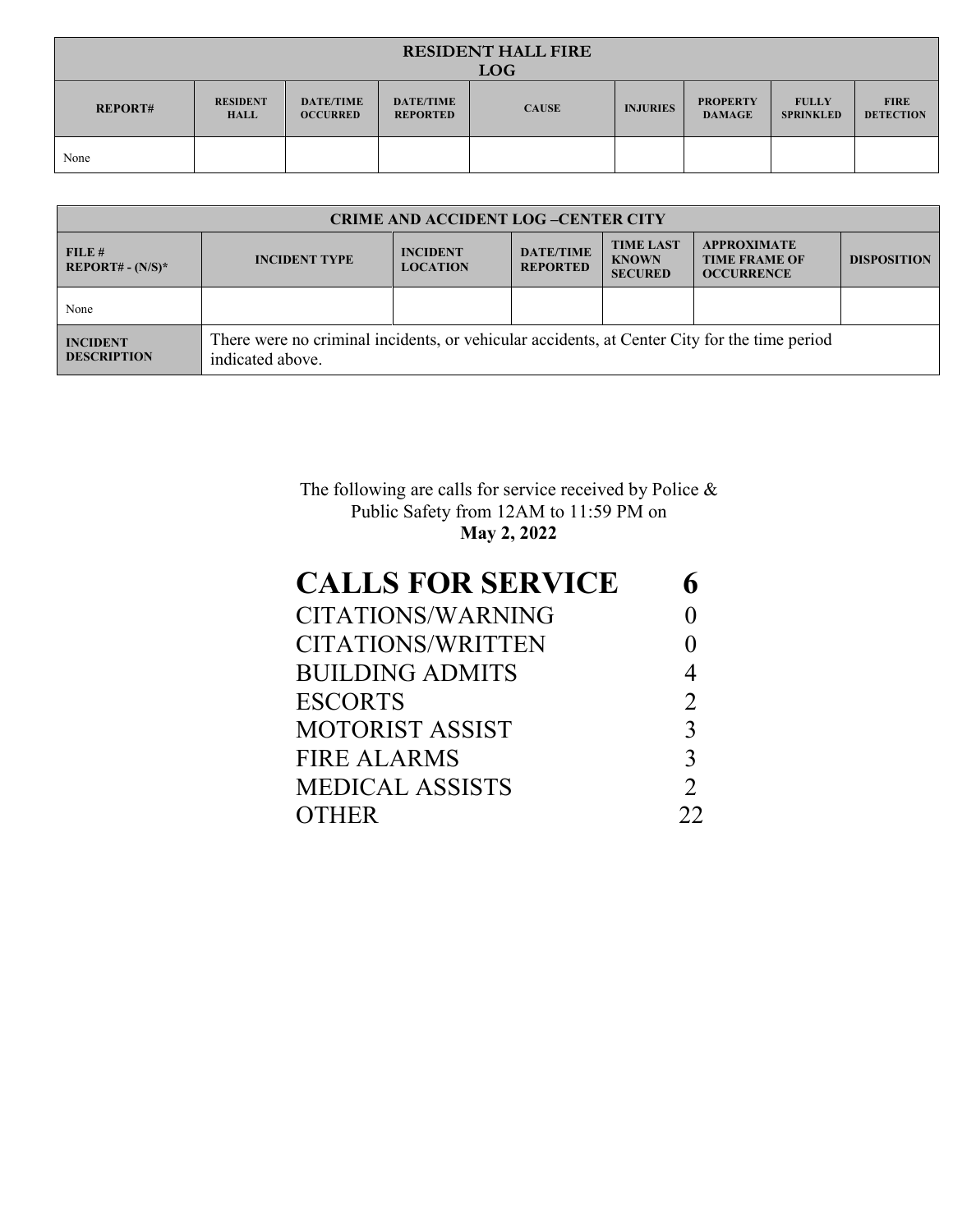| RESIDENT HALL FIRE LOG | | | | | | | | |
|---|---|---|---|---|---|---|---|---|
| **REPORT#** | **RESIDENT HALL** | **DATE/TIME OCCURRED** | **DATE/TIME REPORTED** | **CAUSE** | **INJURIES** | **PROPERTY DAMAGE** | **FULLY SPRINKLED** | **FIRE DETECTION** |
| None | | | | | | | | |

| CRIME AND ACCIDENT LOG –CENTER CITY | | | | | | |
|---|---|---|---|---|---|---|
| **FILE # REPORT# - (N/S)*** | **INCIDENT TYPE** | **INCIDENT LOCATION** | **DATE/TIME REPORTED** | **TIME LAST KNOWN SECURED** | **APPROXIMATE TIME FRAME OF OCCURRENCE** | **DISPOSITION** |
| None | | | | | | |
| **INCIDENT DESCRIPTION** | There were no criminal incidents, or vehicular accidents, at Center City for the time period indicated above. | | | | | |

The following are calls for service received by Police & Public Safety from 12AM to 11:59 PM on
**May 2, 2022**

| | |
|---|---|
| **CALLS FOR SERVICE** | **6** |
| CITATIONS/WARNING | 0 |
| CITATIONS/WRITTEN | 0 |
| BUILDING ADMITS | 4 |
| ESCORTS | 2 |
| MOTORIST ASSIST | 3 |
| FIRE ALARMS | 3 |
| MEDICAL ASSISTS | 2 |
| OTHER | 22 |